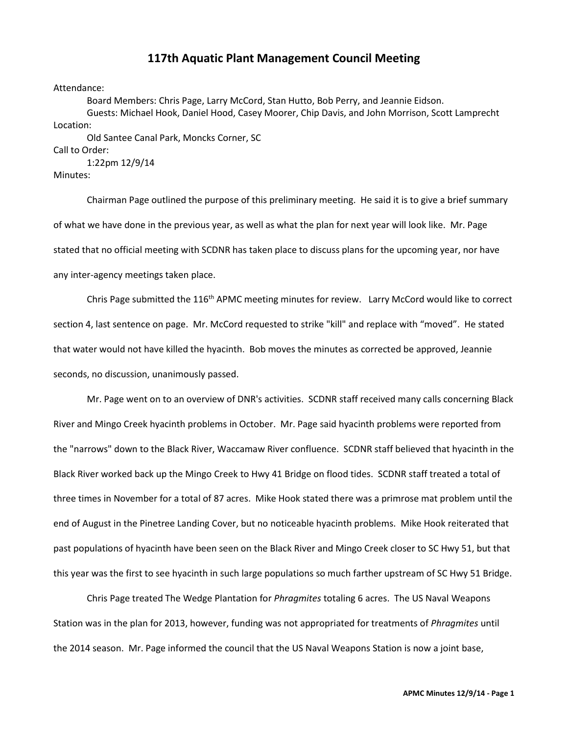# 117th Aquatic Plant Management Council Meeting

Attendance:

Board Members: Chris Page, Larry McCord, Stan Hutto, Bob Perry, and Jeannie Eidson.

Guests: Michael Hook, Daniel Hood, Casey Moorer, Chip Davis, and John Morrison, Scott Lamprecht

Location:

Old Santee Canal Park, Moncks Corner, SC

Call to Order:

1:22pm 12/9/14

Minutes:

Chairman Page outlined the purpose of this preliminary meeting. He said it is to give a brief summary of what we have done in the previous year, as well as what the plan for next year will look like. Mr. Page stated that no official meeting with SCDNR has taken place to discuss plans for the upcoming year, nor have any inter-agency meetings taken place.

Chris Page submitted the 116th APMC meeting minutes for review. Larry McCord would like to correct section 4, last sentence on page. Mr. McCord requested to strike "kill" and replace with "moved". He stated that water would not have killed the hyacinth. Bob moves the minutes as corrected be approved, Jeannie seconds, no discussion, unanimously passed.

Mr. Page went on to an overview of DNR's activities. SCDNR staff received many calls concerning Black River and Mingo Creek hyacinth problems in October. Mr. Page said hyacinth problems were reported from the "narrows" down to the Black River, Waccamaw River confluence. SCDNR staff believed that hyacinth in the Black River worked back up the Mingo Creek to Hwy 41 Bridge on flood tides. SCDNR staff treated a total of three times in November for a total of 87 acres. Mike Hook stated there was a primrose mat problem until the end of August in the Pinetree Landing Cover, but no noticeable hyacinth problems. Mike Hook reiterated that past populations of hyacinth have been seen on the Black River and Mingo Creek closer to SC Hwy 51, but that this year was the first to see hyacinth in such large populations so much farther upstream of SC Hwy 51 Bridge.

Chris Page treated The Wedge Plantation for *Phragmites* totaling 6 acres. The US Naval Weapons Station was in the plan for 2013, however, funding was not appropriated for treatments of *Phragmites* until the 2014 season. Mr. Page informed the council that the US Naval Weapons Station is now a joint base,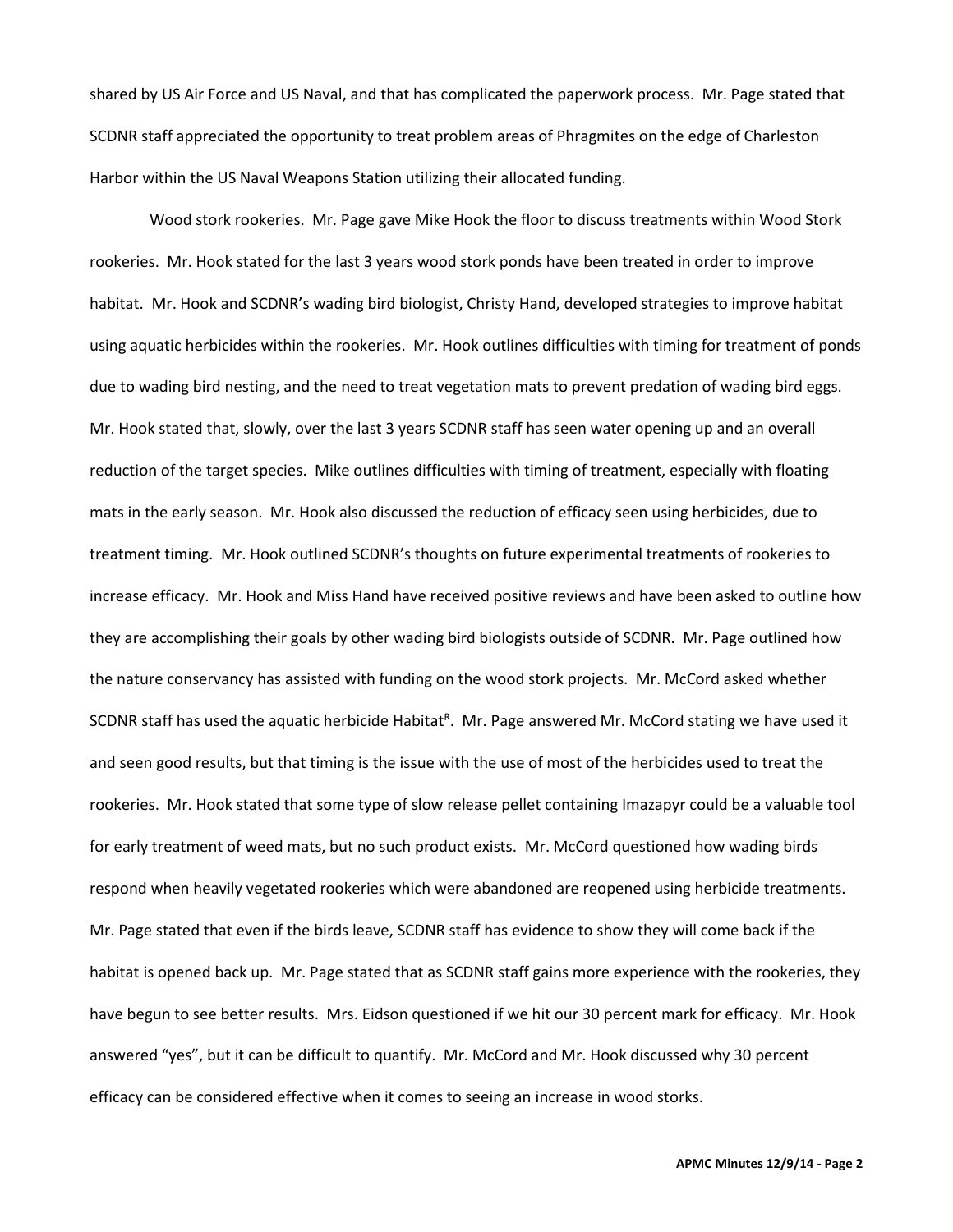shared by US Air Force and US Naval, and that has complicated the paperwork process. Mr. Page stated that SCDNR staff appreciated the opportunity to treat problem areas of Phragmites on the edge of Charleston Harbor within the US Naval Weapons Station utilizing their allocated funding.

Wood stork rookeries. Mr. Page gave Mike Hook the floor to discuss treatments within Wood Stork rookeries. Mr. Hook stated for the last 3 years wood stork ponds have been treated in order to improve habitat. Mr. Hook and SCDNR's wading bird biologist, Christy Hand, developed strategies to improve habitat using aquatic herbicides within the rookeries. Mr. Hook outlines difficulties with timing for treatment of ponds due to wading bird nesting, and the need to treat vegetation mats to prevent predation of wading bird eggs. Mr. Hook stated that, slowly, over the last 3 years SCDNR staff has seen water opening up and an overall reduction of the target species. Mike outlines difficulties with timing of treatment, especially with floating mats in the early season. Mr. Hook also discussed the reduction of efficacy seen using herbicides, due to treatment timing. Mr. Hook outlined SCDNR's thoughts on future experimental treatments of rookeries to increase efficacy. Mr. Hook and Miss Hand have received positive reviews and have been asked to outline how they are accomplishing their goals by other wading bird biologists outside of SCDNR. Mr. Page outlined how the nature conservancy has assisted with funding on the wood stork projects. Mr. McCord asked whether SCDNR staff has used the aquatic herbicide Habitat[R]. Mr. Page answered Mr. McCord stating we have used it and seen good results, but that timing is the issue with the use of most of the herbicides used to treat the rookeries. Mr. Hook stated that some type of slow release pellet containing Imazapyr could be a valuable tool for early treatment of weed mats, but no such product exists. Mr. McCord questioned how wading birds respond when heavily vegetated rookeries which were abandoned are reopened using herbicide treatments. Mr. Page stated that even if the birds leave, SCDNR staff has evidence to show they will come back if the habitat is opened back up. Mr. Page stated that as SCDNR staff gains more experience with the rookeries, they have begun to see better results. Mrs. Eidson questioned if we hit our 30 percent mark for efficacy. Mr. Hook answered "yes", but it can be difficult to quantify. Mr. McCord and Mr. Hook discussed why 30 percent efficacy can be considered effective when it comes to seeing an increase in wood storks.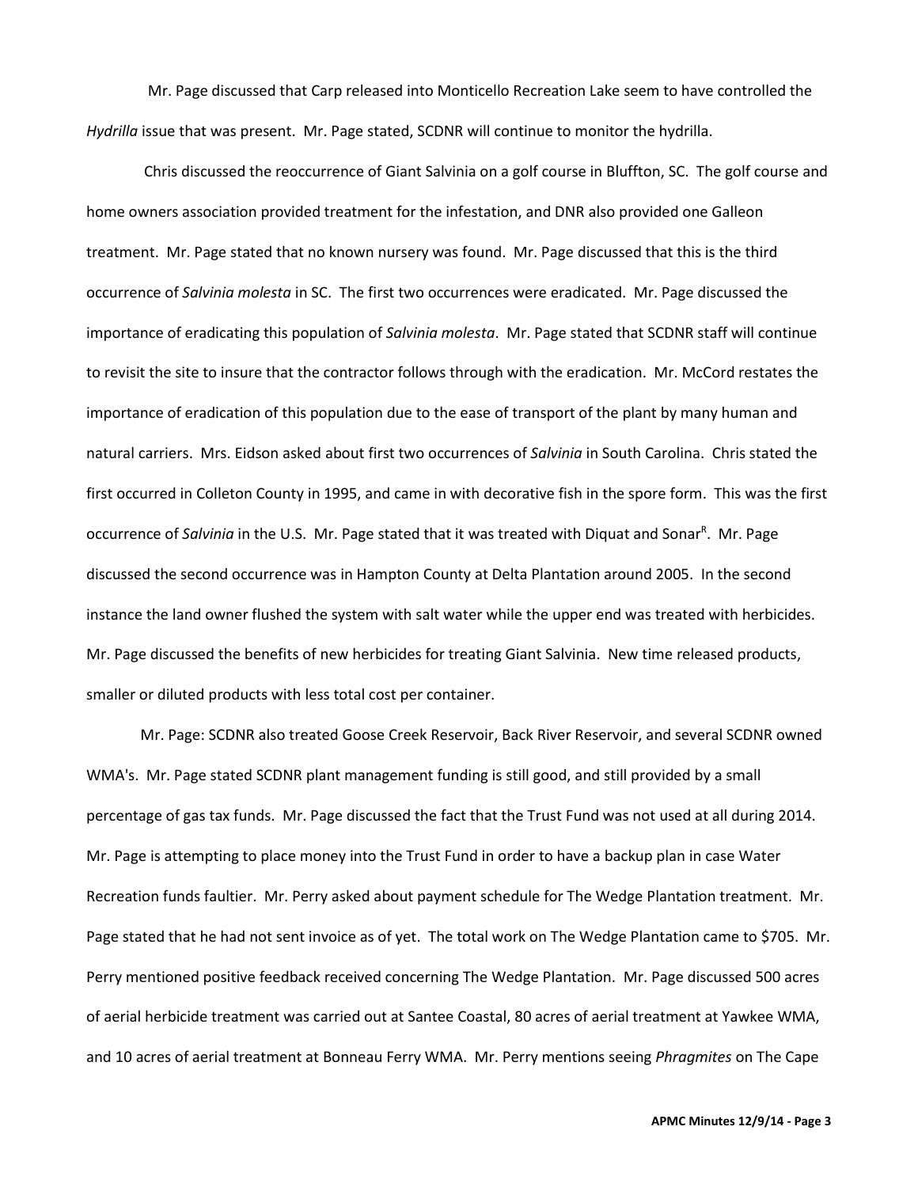Mr. Page discussed that Carp released into Monticello Recreation Lake seem to have controlled the *Hydrilla* issue that was present. Mr. Page stated, SCDNR will continue to monitor the hydrilla.

Chris discussed the reoccurrence of Giant Salvinia on a golf course in Bluffton, SC. The golf course and home owners association provided treatment for the infestation, and DNR also provided one Galleon treatment. Mr. Page stated that no known nursery was found. Mr. Page discussed that this is the third occurrence of *Salvinia molesta* in SC. The first two occurrences were eradicated. Mr. Page discussed the importance of eradicating this population of *Salvinia molesta*. Mr. Page stated that SCDNR staff will continue to revisit the site to insure that the contractor follows through with the eradication. Mr. McCord restates the importance of eradication of this population due to the ease of transport of the plant by many human and natural carriers. Mrs. Eidson asked about first two occurrences of *Salvinia* in South Carolina. Chris stated the first occurred in Colleton County in 1995, and came in with decorative fish in the spore form. This was the first occurrence of *Salvinia* in the U.S. Mr. Page stated that it was treated with Diquat and Sonar[R]. Mr. Page discussed the second occurrence was in Hampton County at Delta Plantation around 2005. In the second instance the land owner flushed the system with salt water while the upper end was treated with herbicides. Mr. Page discussed the benefits of new herbicides for treating Giant Salvinia. New time released products, smaller or diluted products with less total cost per container.

Mr. Page: SCDNR also treated Goose Creek Reservoir, Back River Reservoir, and several SCDNR owned WMA's. Mr. Page stated SCDNR plant management funding is still good, and still provided by a small percentage of gas tax funds. Mr. Page discussed the fact that the Trust Fund was not used at all during 2014. Mr. Page is attempting to place money into the Trust Fund in order to have a backup plan in case Water Recreation funds faultier. Mr. Perry asked about payment schedule for The Wedge Plantation treatment. Mr. Page stated that he had not sent invoice as of yet. The total work on The Wedge Plantation came to $705. Mr. Perry mentioned positive feedback received concerning The Wedge Plantation. Mr. Page discussed 500 acres of aerial herbicide treatment was carried out at Santee Coastal, 80 acres of aerial treatment at Yawkee WMA, and 10 acres of aerial treatment at Bonneau Ferry WMA. Mr. Perry mentions seeing *Phragmites* on The Cape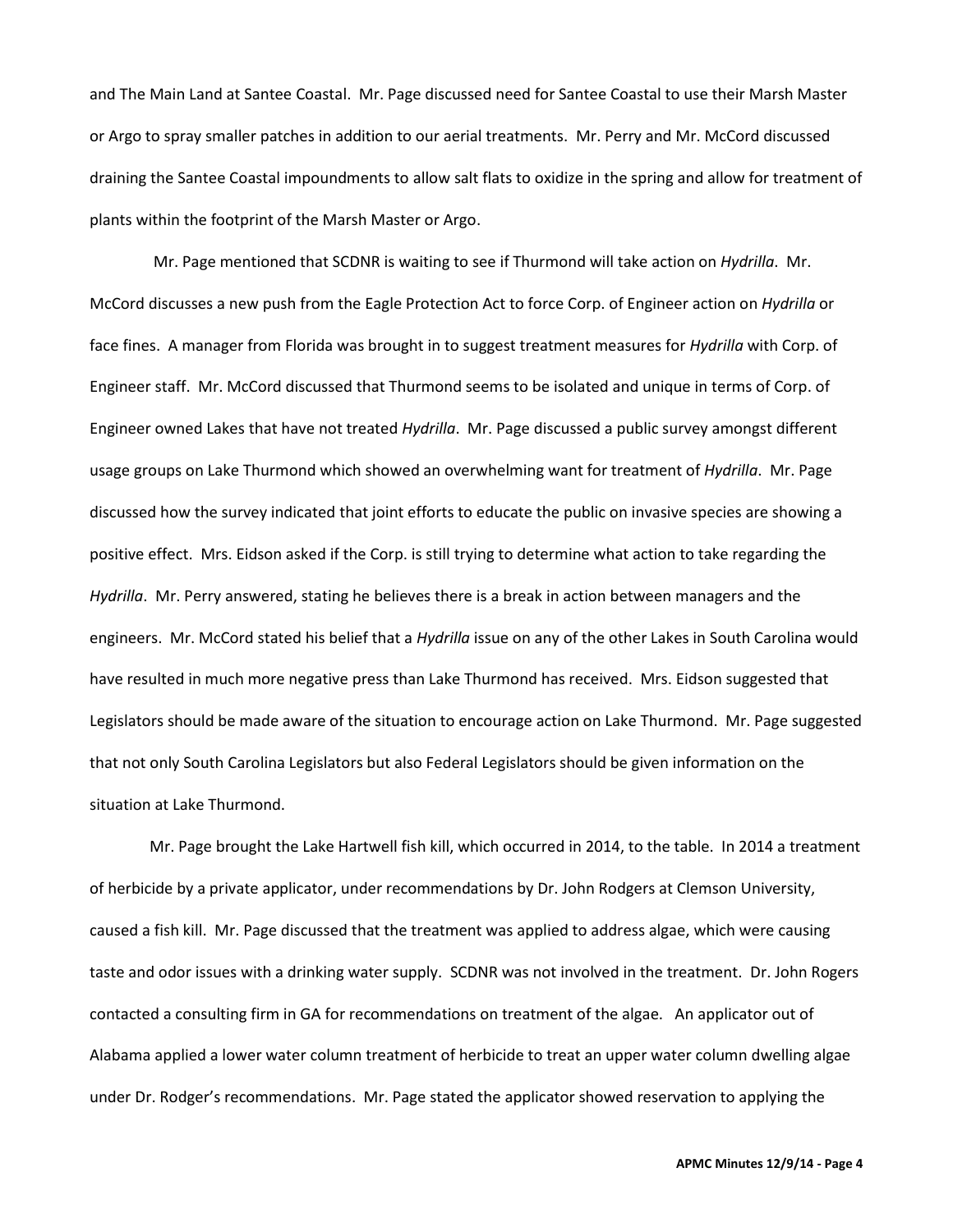and The Main Land at Santee Coastal. Mr. Page discussed need for Santee Coastal to use their Marsh Master or Argo to spray smaller patches in addition to our aerial treatments. Mr. Perry and Mr. McCord discussed draining the Santee Coastal impoundments to allow salt flats to oxidize in the spring and allow for treatment of plants within the footprint of the Marsh Master or Argo.

Mr. Page mentioned that SCDNR is waiting to see if Thurmond will take action on *Hydrilla*. Mr. McCord discusses a new push from the Eagle Protection Act to force Corp. of Engineer action on *Hydrilla* or face fines. A manager from Florida was brought in to suggest treatment measures for *Hydrilla* with Corp. of Engineer staff. Mr. McCord discussed that Thurmond seems to be isolated and unique in terms of Corp. of Engineer owned Lakes that have not treated *Hydrilla*. Mr. Page discussed a public survey amongst different usage groups on Lake Thurmond which showed an overwhelming want for treatment of *Hydrilla*. Mr. Page discussed how the survey indicated that joint efforts to educate the public on invasive species are showing a positive effect. Mrs. Eidson asked if the Corp. is still trying to determine what action to take regarding the *Hydrilla*. Mr. Perry answered, stating he believes there is a break in action between managers and the engineers. Mr. McCord stated his belief that a *Hydrilla* issue on any of the other Lakes in South Carolina would have resulted in much more negative press than Lake Thurmond has received. Mrs. Eidson suggested that Legislators should be made aware of the situation to encourage action on Lake Thurmond. Mr. Page suggested that not only South Carolina Legislators but also Federal Legislators should be given information on the situation at Lake Thurmond.

Mr. Page brought the Lake Hartwell fish kill, which occurred in 2014, to the table. In 2014 a treatment of herbicide by a private applicator, under recommendations by Dr. John Rodgers at Clemson University, caused a fish kill. Mr. Page discussed that the treatment was applied to address algae, which were causing taste and odor issues with a drinking water supply. SCDNR was not involved in the treatment. Dr. John Rogers contacted a consulting firm in GA for recommendations on treatment of the algae. An applicator out of Alabama applied a lower water column treatment of herbicide to treat an upper water column dwelling algae under Dr. Rodger's recommendations. Mr. Page stated the applicator showed reservation to applying the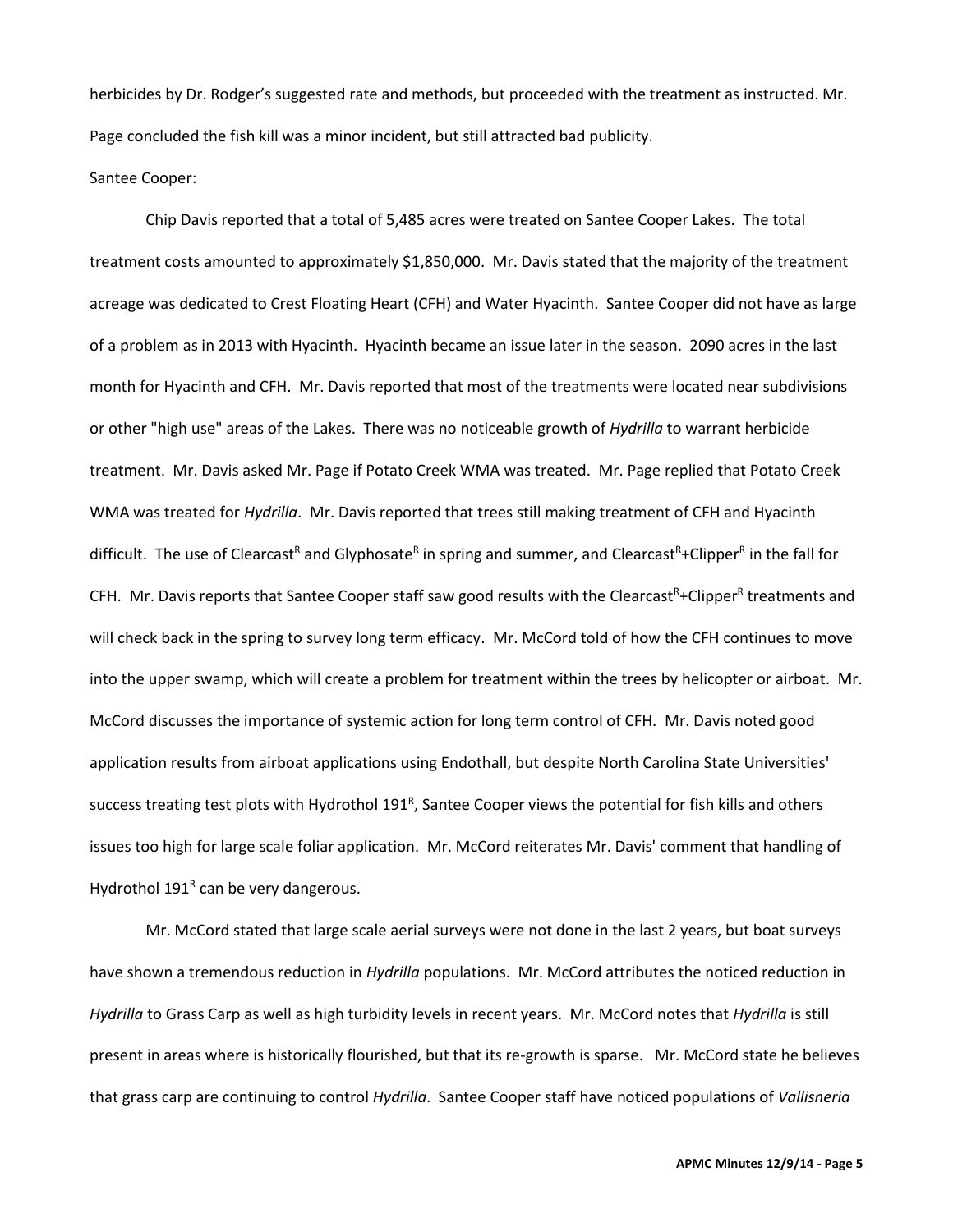herbicides by Dr. Rodger's suggested rate and methods, but proceeded with the treatment as instructed. Mr. Page concluded the fish kill was a minor incident, but still attracted bad publicity.

Santee Cooper:

Chip Davis reported that a total of 5,485 acres were treated on Santee Cooper Lakes. The total treatment costs amounted to approximately $1,850,000. Mr. Davis stated that the majority of the treatment acreage was dedicated to Crest Floating Heart (CFH) and Water Hyacinth. Santee Cooper did not have as large of a problem as in 2013 with Hyacinth. Hyacinth became an issue later in the season. 2090 acres in the last month for Hyacinth and CFH. Mr. Davis reported that most of the treatments were located near subdivisions or other "high use" areas of the Lakes. There was no noticeable growth of *Hydrilla* to warrant herbicide treatment. Mr. Davis asked Mr. Page if Potato Creek WMA was treated. Mr. Page replied that Potato Creek WMA was treated for *Hydrilla*. Mr. Davis reported that trees still making treatment of CFH and Hyacinth difficult. The use of Clearcast^R and Glyphosate^R in spring and summer, and Clearcast^R+Clipper^R in the fall for CFH. Mr. Davis reports that Santee Cooper staff saw good results with the Clearcast^R+Clipper^R treatments and will check back in the spring to survey long term efficacy. Mr. McCord told of how the CFH continues to move into the upper swamp, which will create a problem for treatment within the trees by helicopter or airboat. Mr. McCord discusses the importance of systemic action for long term control of CFH. Mr. Davis noted good application results from airboat applications using Endothall, but despite North Carolina State Universities' success treating test plots with Hydrothol 191^R, Santee Cooper views the potential for fish kills and others issues too high for large scale foliar application. Mr. McCord reiterates Mr. Davis' comment that handling of Hydrothol 191^R can be very dangerous.

Mr. McCord stated that large scale aerial surveys were not done in the last 2 years, but boat surveys have shown a tremendous reduction in *Hydrilla* populations. Mr. McCord attributes the noticed reduction in *Hydrilla* to Grass Carp as well as high turbidity levels in recent years. Mr. McCord notes that *Hydrilla* is still present in areas where is historically flourished, but that its re-growth is sparse. Mr. McCord state he believes that grass carp are continuing to control *Hydrilla*. Santee Cooper staff have noticed populations of *Vallisneria*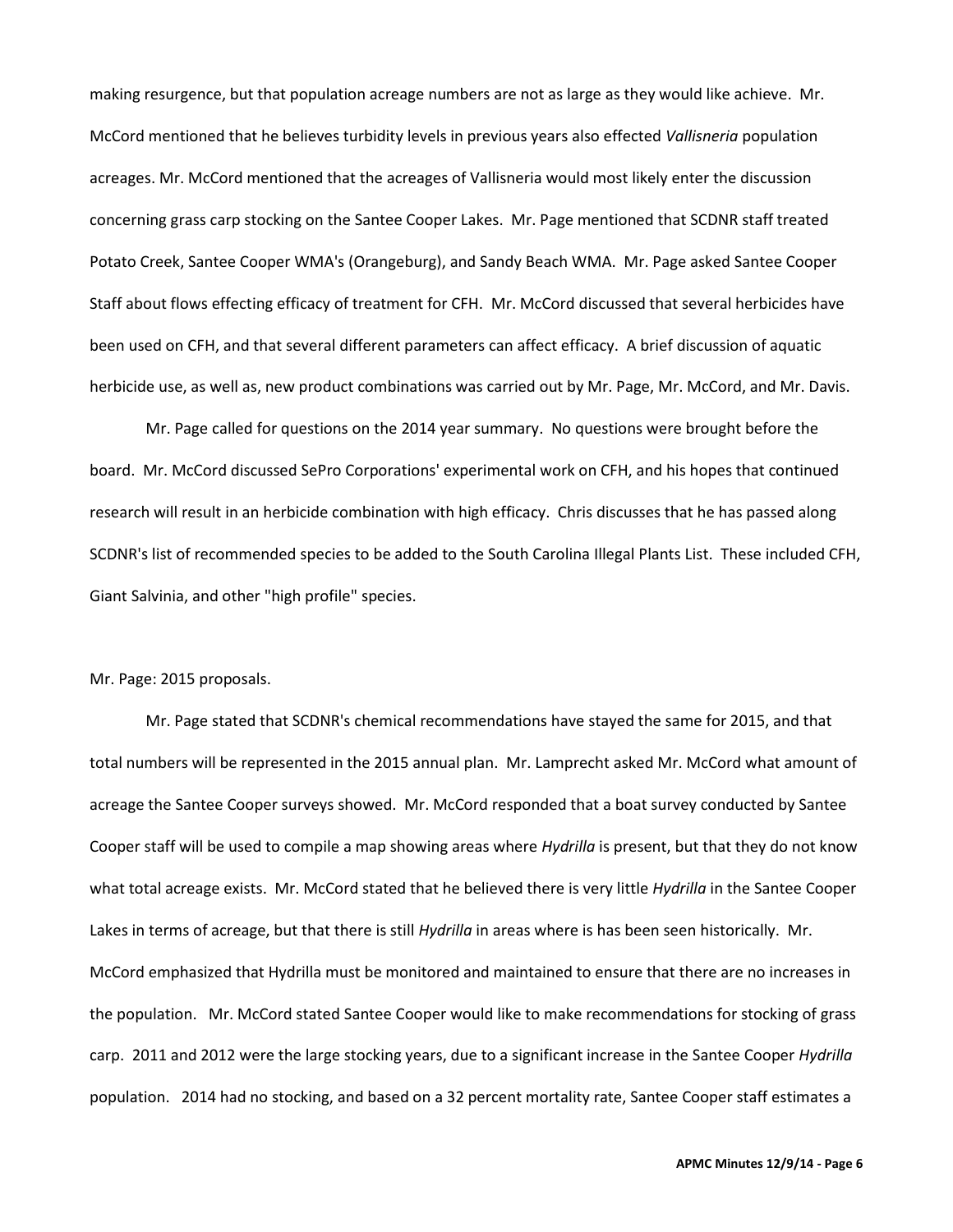making resurgence, but that population acreage numbers are not as large as they would like achieve. Mr. McCord mentioned that he believes turbidity levels in previous years also effected *Vallisneria* population acreages. Mr. McCord mentioned that the acreages of Vallisneria would most likely enter the discussion concerning grass carp stocking on the Santee Cooper Lakes. Mr. Page mentioned that SCDNR staff treated Potato Creek, Santee Cooper WMA's (Orangeburg), and Sandy Beach WMA. Mr. Page asked Santee Cooper Staff about flows effecting efficacy of treatment for CFH. Mr. McCord discussed that several herbicides have been used on CFH, and that several different parameters can affect efficacy. A brief discussion of aquatic herbicide use, as well as, new product combinations was carried out by Mr. Page, Mr. McCord, and Mr. Davis.

Mr. Page called for questions on the 2014 year summary. No questions were brought before the board. Mr. McCord discussed SePro Corporations' experimental work on CFH, and his hopes that continued research will result in an herbicide combination with high efficacy. Chris discusses that he has passed along SCDNR's list of recommended species to be added to the South Carolina Illegal Plants List. These included CFH, Giant Salvinia, and other "high profile" species.

Mr. Page: 2015 proposals.

Mr. Page stated that SCDNR's chemical recommendations have stayed the same for 2015, and that total numbers will be represented in the 2015 annual plan. Mr. Lamprecht asked Mr. McCord what amount of acreage the Santee Cooper surveys showed. Mr. McCord responded that a boat survey conducted by Santee Cooper staff will be used to compile a map showing areas where *Hydrilla* is present, but that they do not know what total acreage exists. Mr. McCord stated that he believed there is very little *Hydrilla* in the Santee Cooper Lakes in terms of acreage, but that there is still *Hydrilla* in areas where is has been seen historically. Mr. McCord emphasized that Hydrilla must be monitored and maintained to ensure that there are no increases in the population. Mr. McCord stated Santee Cooper would like to make recommendations for stocking of grass carp. 2011 and 2012 were the large stocking years, due to a significant increase in the Santee Cooper *Hydrilla* population. 2014 had no stocking, and based on a 32 percent mortality rate, Santee Cooper staff estimates a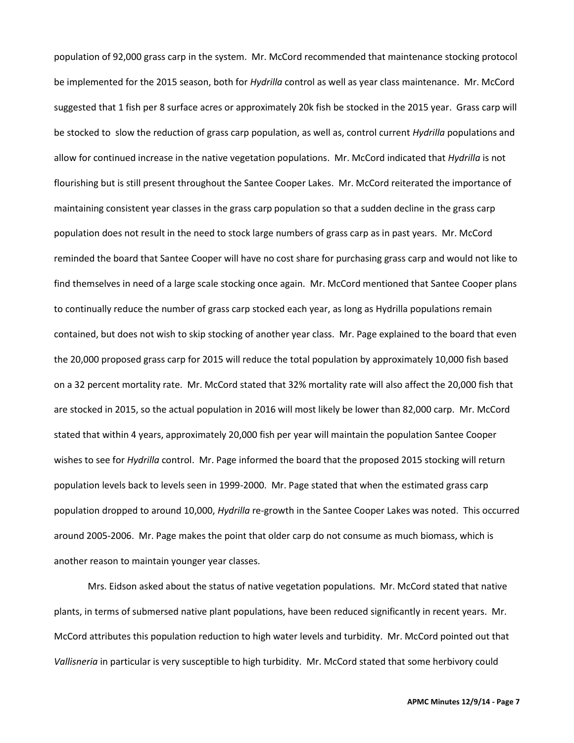population of 92,000 grass carp in the system. Mr. McCord recommended that maintenance stocking protocol be implemented for the 2015 season, both for *Hydrilla* control as well as year class maintenance. Mr. McCord suggested that 1 fish per 8 surface acres or approximately 20k fish be stocked in the 2015 year. Grass carp will be stocked to slow the reduction of grass carp population, as well as, control current *Hydrilla* populations and allow for continued increase in the native vegetation populations. Mr. McCord indicated that *Hydrilla* is not flourishing but is still present throughout the Santee Cooper Lakes. Mr. McCord reiterated the importance of maintaining consistent year classes in the grass carp population so that a sudden decline in the grass carp population does not result in the need to stock large numbers of grass carp as in past years. Mr. McCord reminded the board that Santee Cooper will have no cost share for purchasing grass carp and would not like to find themselves in need of a large scale stocking once again. Mr. McCord mentioned that Santee Cooper plans to continually reduce the number of grass carp stocked each year, as long as Hydrilla populations remain contained, but does not wish to skip stocking of another year class. Mr. Page explained to the board that even the 20,000 proposed grass carp for 2015 will reduce the total population by approximately 10,000 fish based on a 32 percent mortality rate. Mr. McCord stated that 32% mortality rate will also affect the 20,000 fish that are stocked in 2015, so the actual population in 2016 will most likely be lower than 82,000 carp. Mr. McCord stated that within 4 years, approximately 20,000 fish per year will maintain the population Santee Cooper wishes to see for *Hydrilla* control. Mr. Page informed the board that the proposed 2015 stocking will return population levels back to levels seen in 1999-2000. Mr. Page stated that when the estimated grass carp population dropped to around 10,000, *Hydrilla* re-growth in the Santee Cooper Lakes was noted. This occurred around 2005-2006. Mr. Page makes the point that older carp do not consume as much biomass, which is another reason to maintain younger year classes.

Mrs. Eidson asked about the status of native vegetation populations. Mr. McCord stated that native plants, in terms of submersed native plant populations, have been reduced significantly in recent years. Mr. McCord attributes this population reduction to high water levels and turbidity. Mr. McCord pointed out that *Vallisneria* in particular is very susceptible to high turbidity. Mr. McCord stated that some herbivory could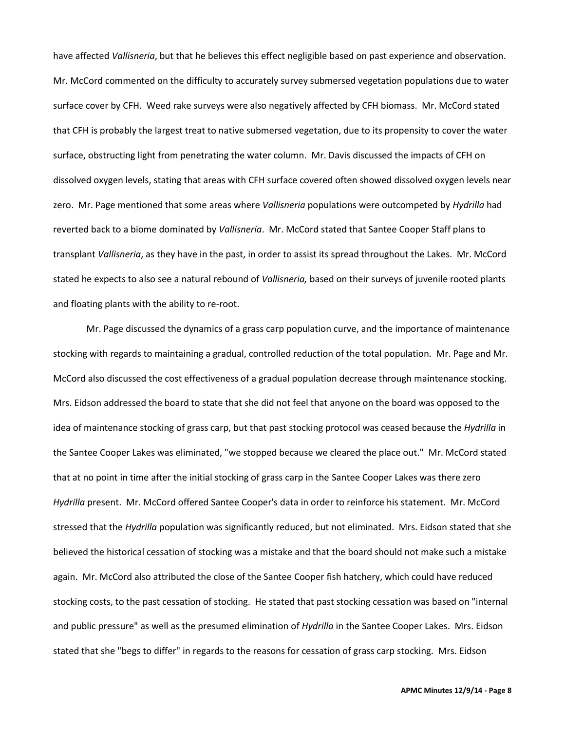have affected *Vallisneria*, but that he believes this effect negligible based on past experience and observation. Mr. McCord commented on the difficulty to accurately survey submersed vegetation populations due to water surface cover by CFH. Weed rake surveys were also negatively affected by CFH biomass. Mr. McCord stated that CFH is probably the largest treat to native submersed vegetation, due to its propensity to cover the water surface, obstructing light from penetrating the water column. Mr. Davis discussed the impacts of CFH on dissolved oxygen levels, stating that areas with CFH surface covered often showed dissolved oxygen levels near zero. Mr. Page mentioned that some areas where *Vallisneria* populations were outcompeted by *Hydrilla* had reverted back to a biome dominated by *Vallisneria*. Mr. McCord stated that Santee Cooper Staff plans to transplant *Vallisneria*, as they have in the past, in order to assist its spread throughout the Lakes. Mr. McCord stated he expects to also see a natural rebound of *Vallisneria,* based on their surveys of juvenile rooted plants and floating plants with the ability to re-root.

Mr. Page discussed the dynamics of a grass carp population curve, and the importance of maintenance stocking with regards to maintaining a gradual, controlled reduction of the total population. Mr. Page and Mr. McCord also discussed the cost effectiveness of a gradual population decrease through maintenance stocking. Mrs. Eidson addressed the board to state that she did not feel that anyone on the board was opposed to the idea of maintenance stocking of grass carp, but that past stocking protocol was ceased because the *Hydrilla* in the Santee Cooper Lakes was eliminated, "we stopped because we cleared the place out." Mr. McCord stated that at no point in time after the initial stocking of grass carp in the Santee Cooper Lakes was there zero *Hydrilla* present. Mr. McCord offered Santee Cooper's data in order to reinforce his statement. Mr. McCord stressed that the *Hydrilla* population was significantly reduced, but not eliminated. Mrs. Eidson stated that she believed the historical cessation of stocking was a mistake and that the board should not make such a mistake again. Mr. McCord also attributed the close of the Santee Cooper fish hatchery, which could have reduced stocking costs, to the past cessation of stocking. He stated that past stocking cessation was based on "internal and public pressure" as well as the presumed elimination of *Hydrilla* in the Santee Cooper Lakes. Mrs. Eidson stated that she "begs to differ" in regards to the reasons for cessation of grass carp stocking. Mrs. Eidson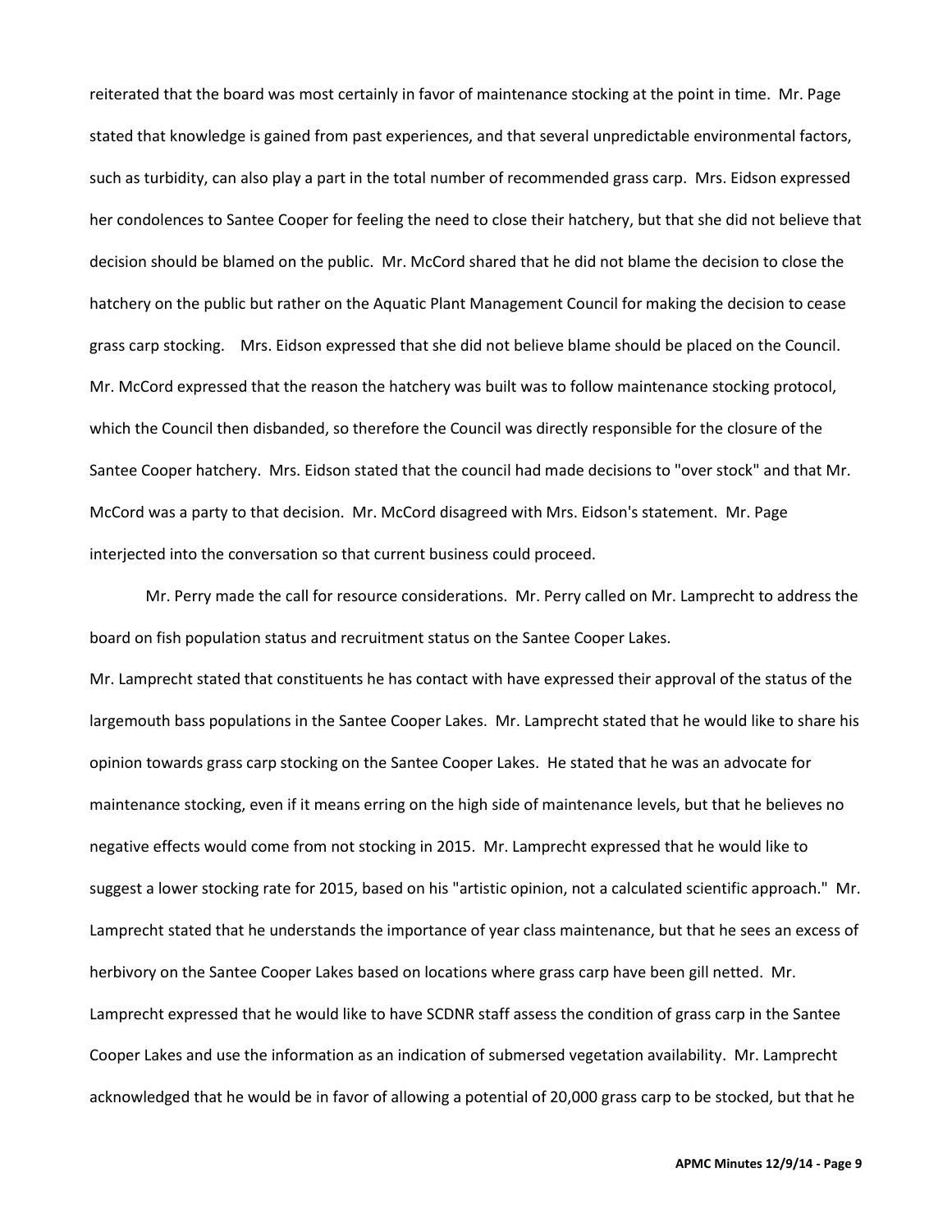reiterated that the board was most certainly in favor of maintenance stocking at the point in time. Mr. Page stated that knowledge is gained from past experiences, and that several unpredictable environmental factors, such as turbidity, can also play a part in the total number of recommended grass carp. Mrs. Eidson expressed her condolences to Santee Cooper for feeling the need to close their hatchery, but that she did not believe that decision should be blamed on the public. Mr. McCord shared that he did not blame the decision to close the hatchery on the public but rather on the Aquatic Plant Management Council for making the decision to cease grass carp stocking. Mrs. Eidson expressed that she did not believe blame should be placed on the Council. Mr. McCord expressed that the reason the hatchery was built was to follow maintenance stocking protocol, which the Council then disbanded, so therefore the Council was directly responsible for the closure of the Santee Cooper hatchery. Mrs. Eidson stated that the council had made decisions to "over stock" and that Mr. McCord was a party to that decision. Mr. McCord disagreed with Mrs. Eidson's statement. Mr. Page interjected into the conversation so that current business could proceed.

Mr. Perry made the call for resource considerations. Mr. Perry called on Mr. Lamprecht to address the board on fish population status and recruitment status on the Santee Cooper Lakes.

Mr. Lamprecht stated that constituents he has contact with have expressed their approval of the status of the largemouth bass populations in the Santee Cooper Lakes. Mr. Lamprecht stated that he would like to share his opinion towards grass carp stocking on the Santee Cooper Lakes. He stated that he was an advocate for maintenance stocking, even if it means erring on the high side of maintenance levels, but that he believes no negative effects would come from not stocking in 2015. Mr. Lamprecht expressed that he would like to suggest a lower stocking rate for 2015, based on his "artistic opinion, not a calculated scientific approach." Mr. Lamprecht stated that he understands the importance of year class maintenance, but that he sees an excess of herbivory on the Santee Cooper Lakes based on locations where grass carp have been gill netted. Mr. Lamprecht expressed that he would like to have SCDNR staff assess the condition of grass carp in the Santee Cooper Lakes and use the information as an indication of submersed vegetation availability. Mr. Lamprecht acknowledged that he would be in favor of allowing a potential of 20,000 grass carp to be stocked, but that he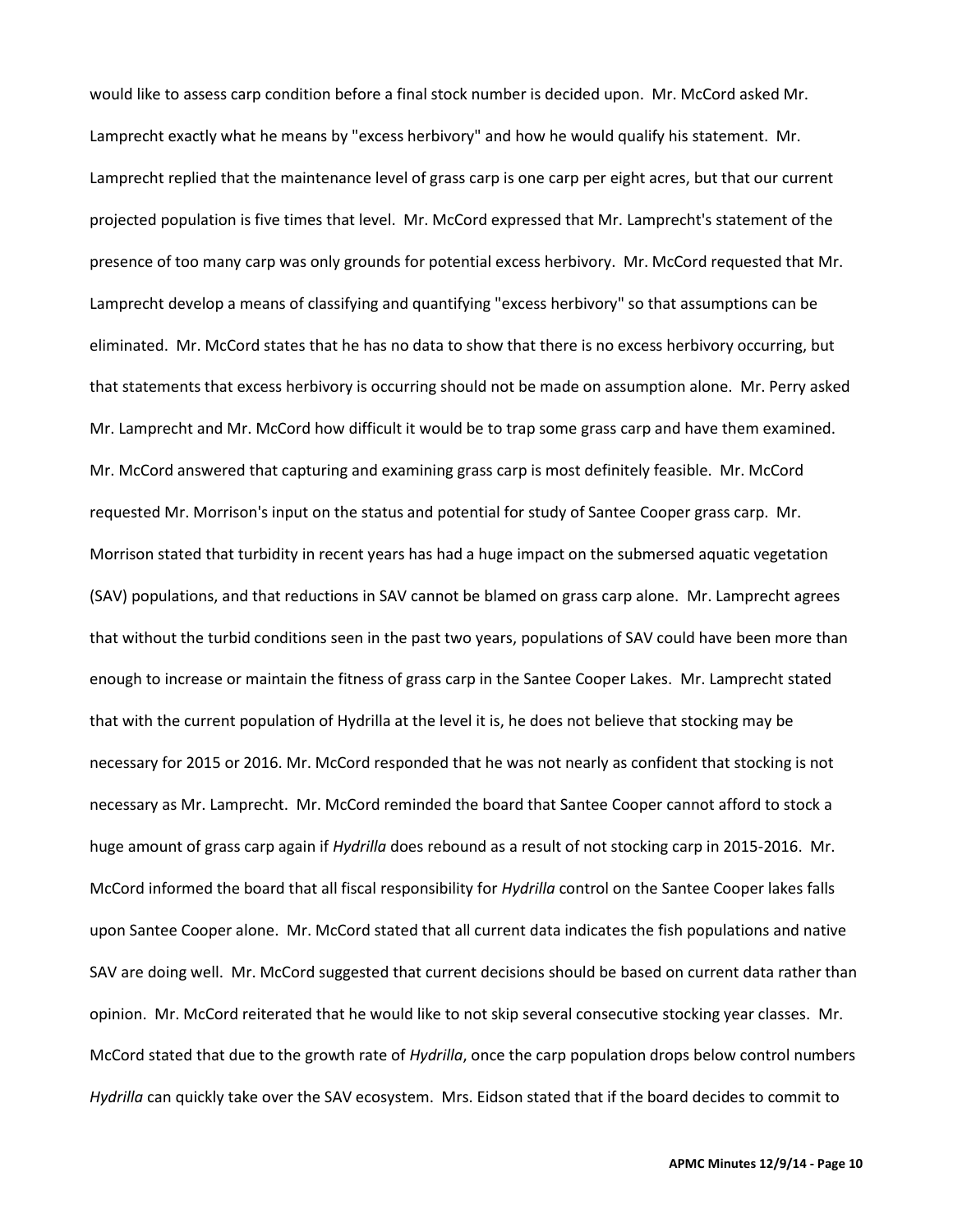would like to assess carp condition before a final stock number is decided upon. Mr. McCord asked Mr. Lamprecht exactly what he means by "excess herbivory" and how he would qualify his statement. Mr. Lamprecht replied that the maintenance level of grass carp is one carp per eight acres, but that our current projected population is five times that level. Mr. McCord expressed that Mr. Lamprecht's statement of the presence of too many carp was only grounds for potential excess herbivory. Mr. McCord requested that Mr. Lamprecht develop a means of classifying and quantifying "excess herbivory" so that assumptions can be eliminated. Mr. McCord states that he has no data to show that there is no excess herbivory occurring, but that statements that excess herbivory is occurring should not be made on assumption alone. Mr. Perry asked Mr. Lamprecht and Mr. McCord how difficult it would be to trap some grass carp and have them examined. Mr. McCord answered that capturing and examining grass carp is most definitely feasible. Mr. McCord requested Mr. Morrison's input on the status and potential for study of Santee Cooper grass carp. Mr. Morrison stated that turbidity in recent years has had a huge impact on the submersed aquatic vegetation (SAV) populations, and that reductions in SAV cannot be blamed on grass carp alone. Mr. Lamprecht agrees that without the turbid conditions seen in the past two years, populations of SAV could have been more than enough to increase or maintain the fitness of grass carp in the Santee Cooper Lakes. Mr. Lamprecht stated that with the current population of Hydrilla at the level it is, he does not believe that stocking may be necessary for 2015 or 2016. Mr. McCord responded that he was not nearly as confident that stocking is not necessary as Mr. Lamprecht. Mr. McCord reminded the board that Santee Cooper cannot afford to stock a huge amount of grass carp again if *Hydrilla* does rebound as a result of not stocking carp in 2015-2016. Mr. McCord informed the board that all fiscal responsibility for *Hydrilla* control on the Santee Cooper lakes falls upon Santee Cooper alone. Mr. McCord stated that all current data indicates the fish populations and native SAV are doing well. Mr. McCord suggested that current decisions should be based on current data rather than opinion. Mr. McCord reiterated that he would like to not skip several consecutive stocking year classes. Mr. McCord stated that due to the growth rate of *Hydrilla*, once the carp population drops below control numbers *Hydrilla* can quickly take over the SAV ecosystem. Mrs. Eidson stated that if the board decides to commit to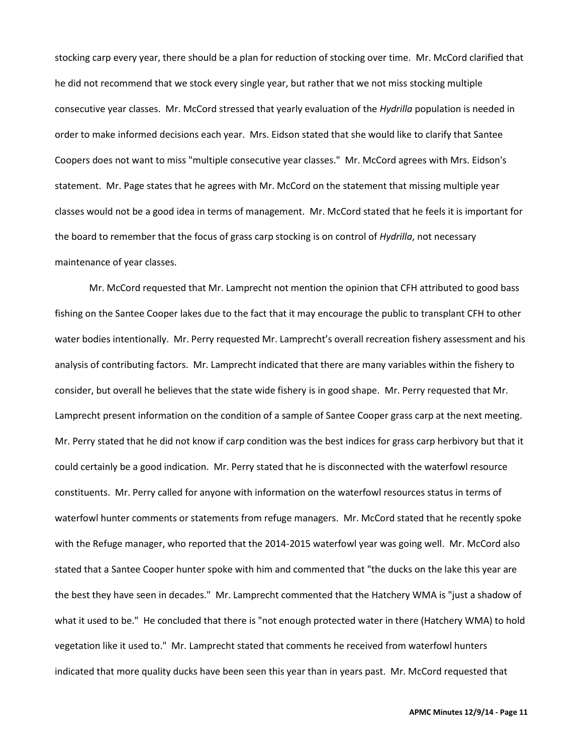stocking carp every year, there should be a plan for reduction of stocking over time. Mr. McCord clarified that he did not recommend that we stock every single year, but rather that we not miss stocking multiple consecutive year classes. Mr. McCord stressed that yearly evaluation of the *Hydrilla* population is needed in order to make informed decisions each year. Mrs. Eidson stated that she would like to clarify that Santee Coopers does not want to miss "multiple consecutive year classes." Mr. McCord agrees with Mrs. Eidson's statement. Mr. Page states that he agrees with Mr. McCord on the statement that missing multiple year classes would not be a good idea in terms of management. Mr. McCord stated that he feels it is important for the board to remember that the focus of grass carp stocking is on control of *Hydrilla*, not necessary maintenance of year classes.

Mr. McCord requested that Mr. Lamprecht not mention the opinion that CFH attributed to good bass fishing on the Santee Cooper lakes due to the fact that it may encourage the public to transplant CFH to other water bodies intentionally. Mr. Perry requested Mr. Lamprecht's overall recreation fishery assessment and his analysis of contributing factors. Mr. Lamprecht indicated that there are many variables within the fishery to consider, but overall he believes that the state wide fishery is in good shape. Mr. Perry requested that Mr. Lamprecht present information on the condition of a sample of Santee Cooper grass carp at the next meeting. Mr. Perry stated that he did not know if carp condition was the best indices for grass carp herbivory but that it could certainly be a good indication. Mr. Perry stated that he is disconnected with the waterfowl resource constituents. Mr. Perry called for anyone with information on the waterfowl resources status in terms of waterfowl hunter comments or statements from refuge managers. Mr. McCord stated that he recently spoke with the Refuge manager, who reported that the 2014-2015 waterfowl year was going well. Mr. McCord also stated that a Santee Cooper hunter spoke with him and commented that "the ducks on the lake this year are the best they have seen in decades." Mr. Lamprecht commented that the Hatchery WMA is "just a shadow of what it used to be." He concluded that there is "not enough protected water in there (Hatchery WMA) to hold vegetation like it used to." Mr. Lamprecht stated that comments he received from waterfowl hunters indicated that more quality ducks have been seen this year than in years past. Mr. McCord requested that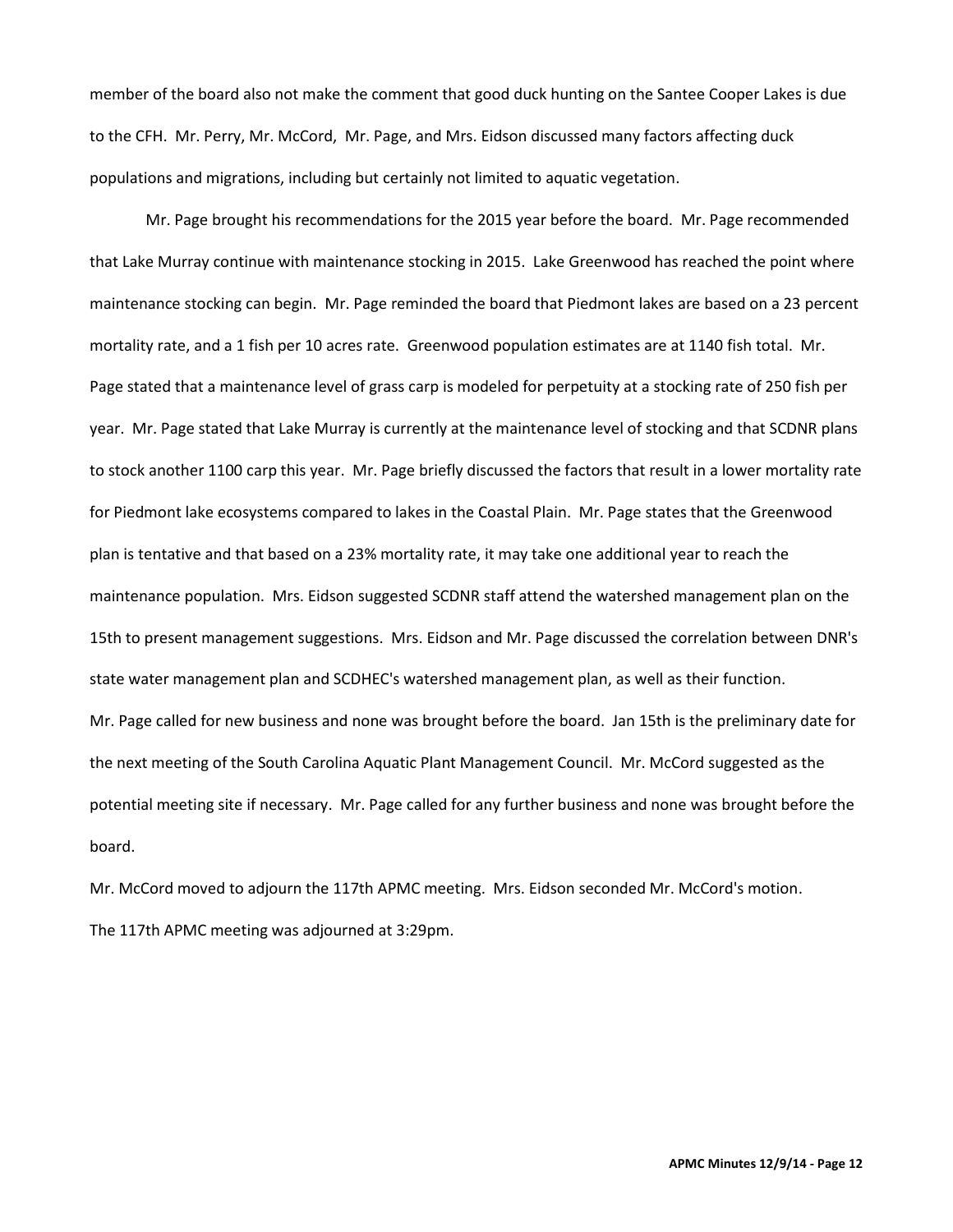member of the board also not make the comment that good duck hunting on the Santee Cooper Lakes is due to the CFH. Mr. Perry, Mr. McCord, Mr. Page, and Mrs. Eidson discussed many factors affecting duck populations and migrations, including but certainly not limited to aquatic vegetation.

Mr. Page brought his recommendations for the 2015 year before the board. Mr. Page recommended that Lake Murray continue with maintenance stocking in 2015. Lake Greenwood has reached the point where maintenance stocking can begin. Mr. Page reminded the board that Piedmont lakes are based on a 23 percent mortality rate, and a 1 fish per 10 acres rate. Greenwood population estimates are at 1140 fish total. Mr. Page stated that a maintenance level of grass carp is modeled for perpetuity at a stocking rate of 250 fish per year. Mr. Page stated that Lake Murray is currently at the maintenance level of stocking and that SCDNR plans to stock another 1100 carp this year. Mr. Page briefly discussed the factors that result in a lower mortality rate for Piedmont lake ecosystems compared to lakes in the Coastal Plain. Mr. Page states that the Greenwood plan is tentative and that based on a 23% mortality rate, it may take one additional year to reach the maintenance population. Mrs. Eidson suggested SCDNR staff attend the watershed management plan on the 15th to present management suggestions. Mrs. Eidson and Mr. Page discussed the correlation between DNR's state water management plan and SCDHEC's watershed management plan, as well as their function.

Mr. Page called for new business and none was brought before the board. Jan 15th is the preliminary date for the next meeting of the South Carolina Aquatic Plant Management Council. Mr. McCord suggested as the potential meeting site if necessary. Mr. Page called for any further business and none was brought before the board.

Mr. McCord moved to adjourn the 117th APMC meeting. Mrs. Eidson seconded Mr. McCord's motion.

The 117th APMC meeting was adjourned at 3:29pm.